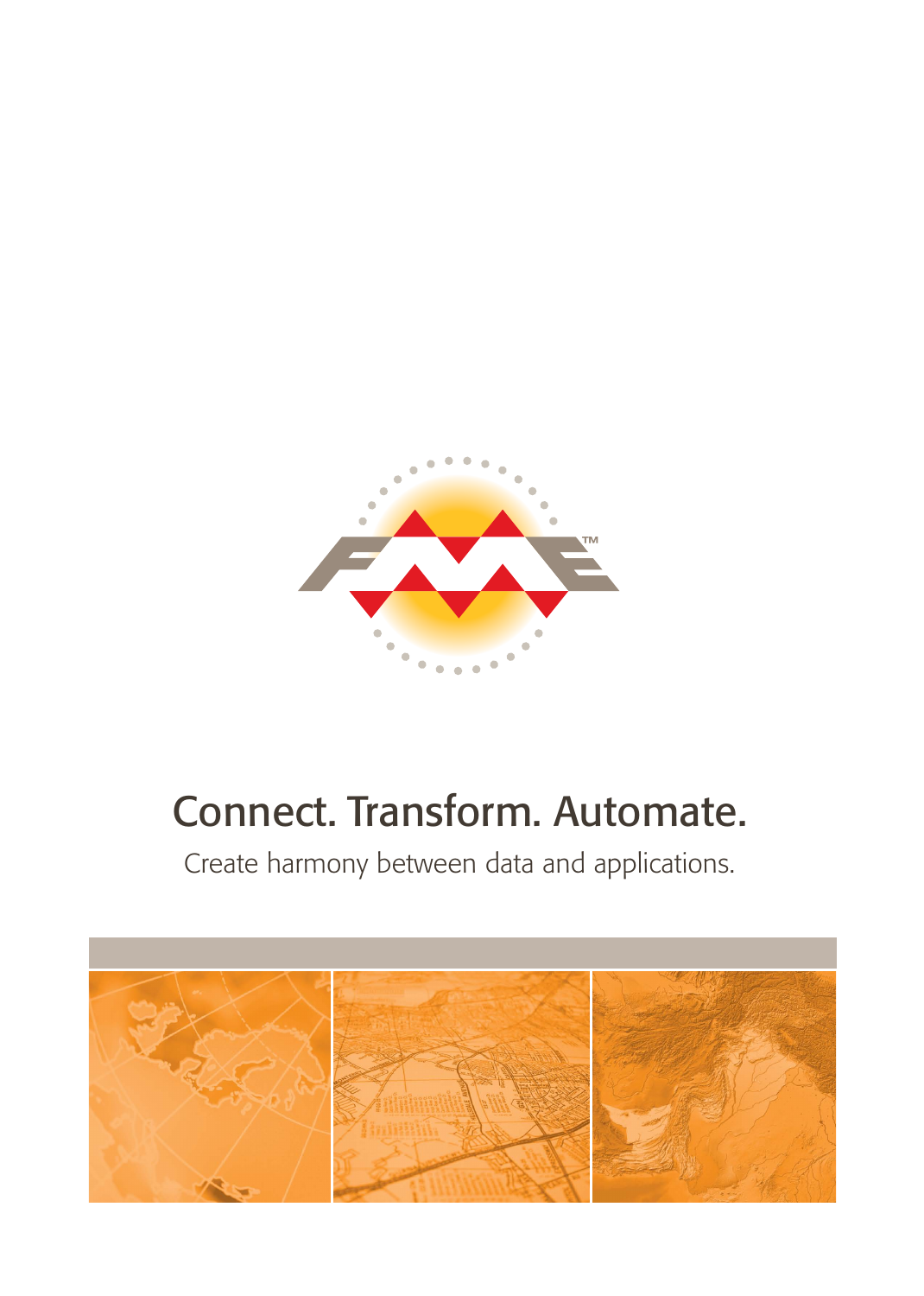# Connect. Transform. Automate.

Create harmony between data and applications.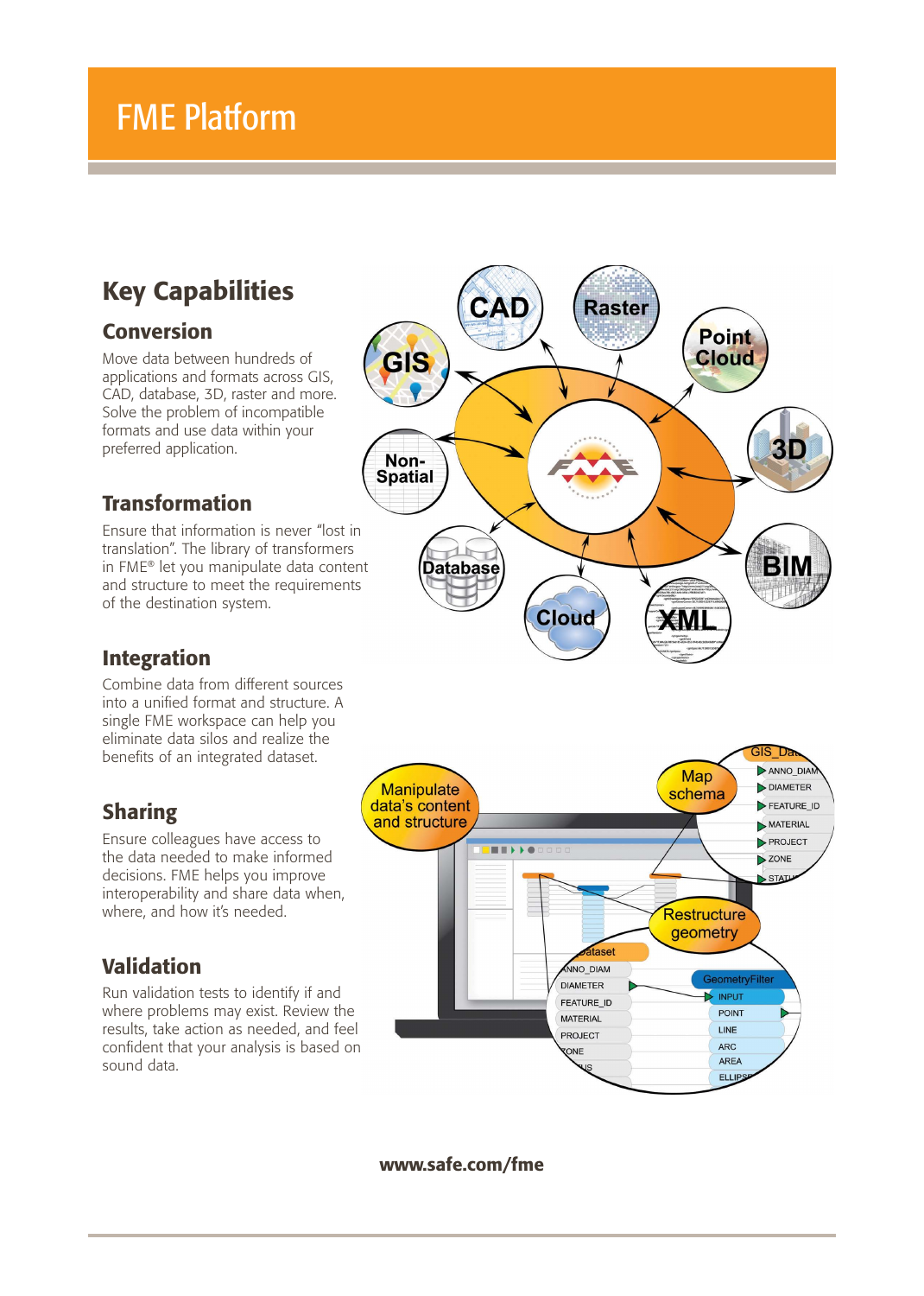# FME Platform

## Key Capabilities

### Conversion

Move data between hundreds of applications and formats across GIS, CAD, database, 3D, raster and more. Solve the problem of incompatible formats and use data within your preferred application.

### Transformation

Ensure that information is never "lost in translation". The library of transformers in FME® let you manipulate data content and structure to meet the requirements of the destination system.

### Integration

Combine data from different sources into a unified format and structure. A single FME workspace can help you eliminate data silos and realize the benefits of an integrated dataset.

### Sharing

Ensure colleagues have access to the data needed to make informed decisions. FME helps you improve interoperability and share data when, where, and how it's needed.

### Validation

Run validation tests to identify if and where problems may exist. Review the results, take action as needed, and feel confident that your analysis is based on sound data.

**www.safe.com/fme**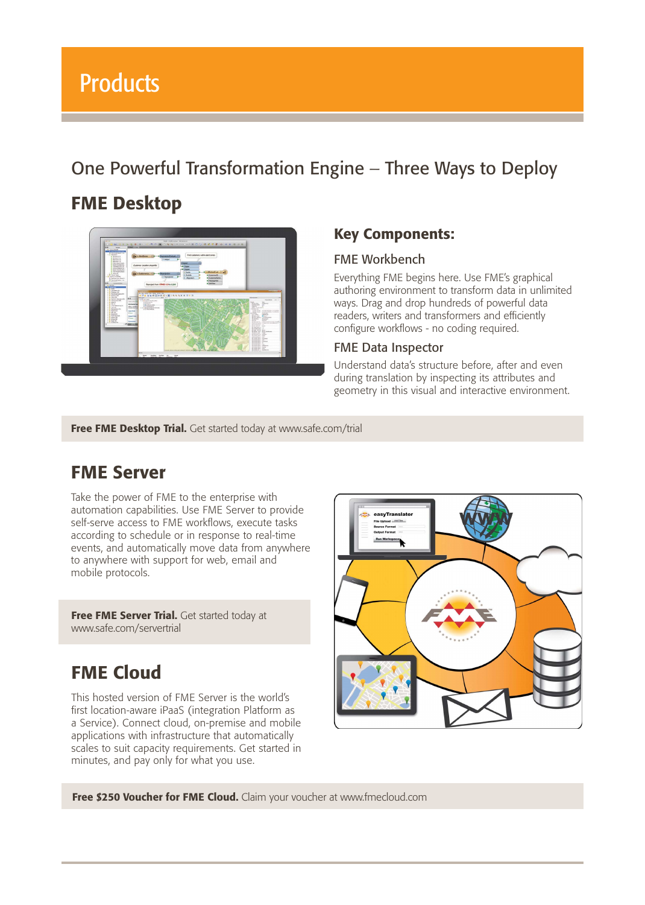# Products

## One Powerful Transformation Engine – Three Ways to Deploy

## FME Desktop

### Key Components:

#### FME Workbench

Everything FME begins here. Use FME's graphical authoring environment to transform data in unlimited ways. Drag and drop hundreds of powerful data readers, writers and transformers and efficiently configure workflows - no coding required.

#### FME Data Inspector

Understand data's structure before, after and even during translation by inspecting its attributes and geometry in this visual and interactive environment.

**Free FME Desktop Trial.** Get started today at www.safe.com/trial

## FME Server

Take the power of FME to the enterprise with automation capabilities. Use FME Server to provide self-serve access to FME workflows, execute tasks according to schedule or in response to real-time events, and automatically move data from anywhere to anywhere with support for web, email and mobile protocols.

**Free FME Server Trial.** Get started today at www.safe.com/servertrial

## FME Cloud

This hosted version of FME Server is the world's first location-aware iPaaS (integration Platform as a Service). Connect cloud, on-premise and mobile applications with infrastructure that automatically scales to suit capacity requirements. Get started in minutes, and pay only for what you use.

**Free $250 Voucher for FME Cloud.** Claim your voucher at www.fmecloud.com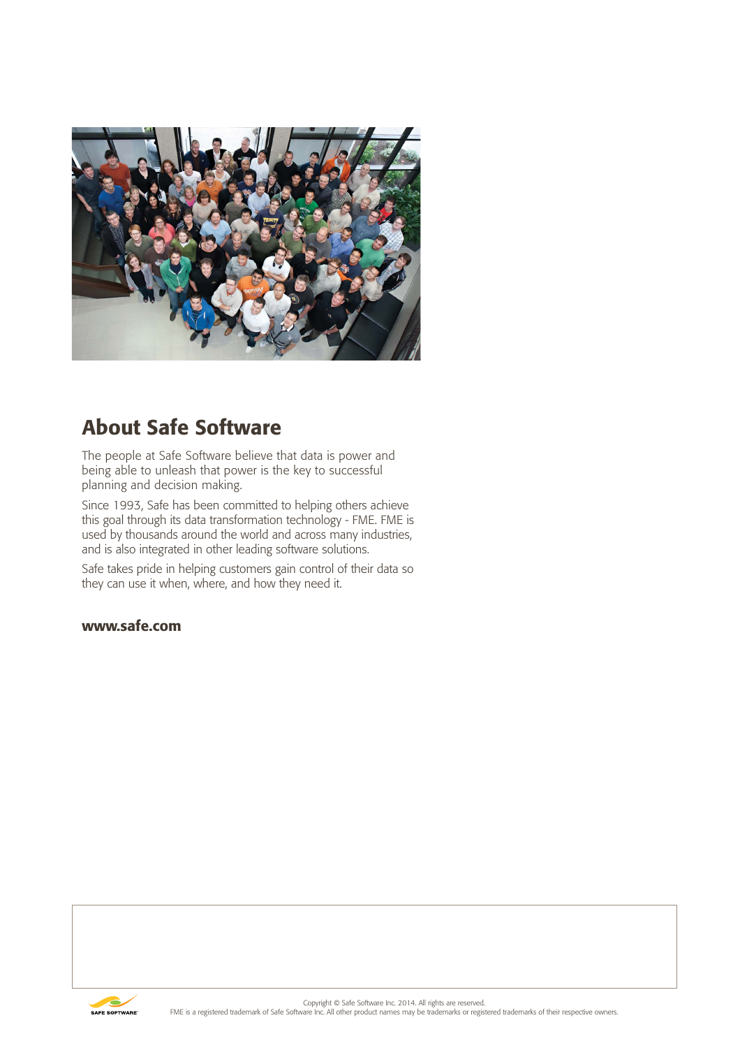## About Safe Software

The people at Safe Software believe that data is power and being able to unleash that power is the key to successful planning and decision making.

Since 1993, Safe has been committed to helping others achieve this goal through its data transformation technology - FME. FME is used by thousands around the world and across many industries, and is also integrated in other leading software solutions.

Safe takes pride in helping customers gain control of their data so they can use it when, where, and how they need it.

**www.safe.com**

Copyright © Safe Software Inc. 2014. All rights are reserved.
FME is a registered trademark of Safe Software Inc. All other product names may be trademarks or registered trademarks of their respective owners.